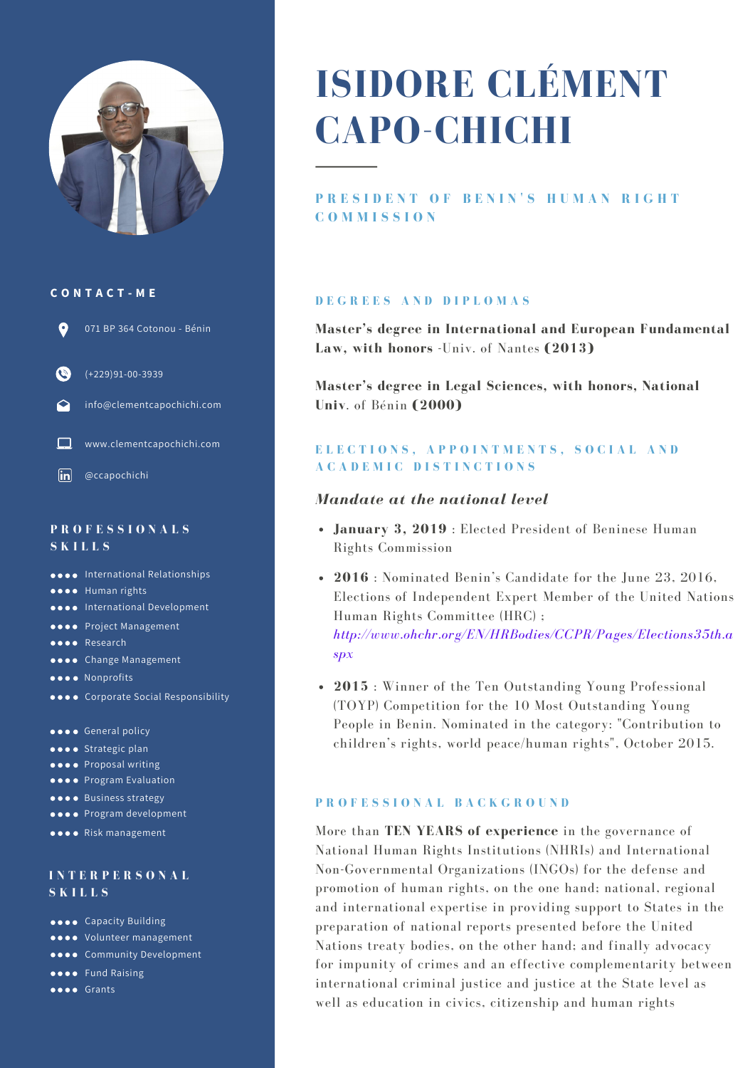# ISIDORE CLÉMENT CAPO-CHICHI

## PRESIDENT OF BENIN'S HUMAN RIGHT COMMISSION

### CONTACT-ME

- 071 BP 364 Cotonou - Bénin
- (+229)91-00-3939
- info@clementcapochichi.com
- www.clementcapochichi.com
- @ccapochichi

### PROFESSIONALS SKILLS

- International Relationships
- Human rights
- International Development
- Project Management
- Research
- Change Management
- Nonprofits
- Corporate Social Responsibility

- General policy
- Strategic plan
- Proposal writing
- Program Evaluation
- Business strategy
- Program development
- Risk management

### INTERPERSONAL SKILLS

- Capacity Building
- Volunteer management
- Community Development
- Fund Raising
- Grants

### DEGREES AND DIPLOMAS

**Master's degree in International and European Fundamental Law, with honors** -Univ. of Nantes **(2013)**

**Master's degree in Legal Sciences, with honors, National Univ**. of Bénin **(2000)**

### ELECTIONS, APPOINTMENTS, SOCIAL AND ACADEMIC DISTINCTIONS

*Mandate at the national level*

- **January 3, 2019** : Elected President of Beninese Human Rights Commission
- **2016** : Nominated Benin's Candidate for the June 23, 2016, Elections of Independent Expert Member of the United Nations Human Rights Committee (HRC) ; *http://www.ohchr.org/EN/HRBodies/CCPR/Pages/Elections35th.aspx*
- **2015** : Winner of the Ten Outstanding Young Professional (TOYP) Competition for the 10 Most Outstanding Young People in Benin. Nominated in the category: "Contribution to children's rights, world peace/human rights", October 2015.

### PROFESSIONAL BACKGROUND

More than **TEN YEARS of experience** in the governance of National Human Rights Institutions (NHRIs) and International Non-Governmental Organizations (INGOs) for the defense and promotion of human rights, on the one hand; national, regional and international expertise in providing support to States in the preparation of national reports presented before the United Nations treaty bodies, on the other hand; and finally advocacy for impunity of crimes and an effective complementarity between international criminal justice and justice at the State level as well as education in civics, citizenship and human rights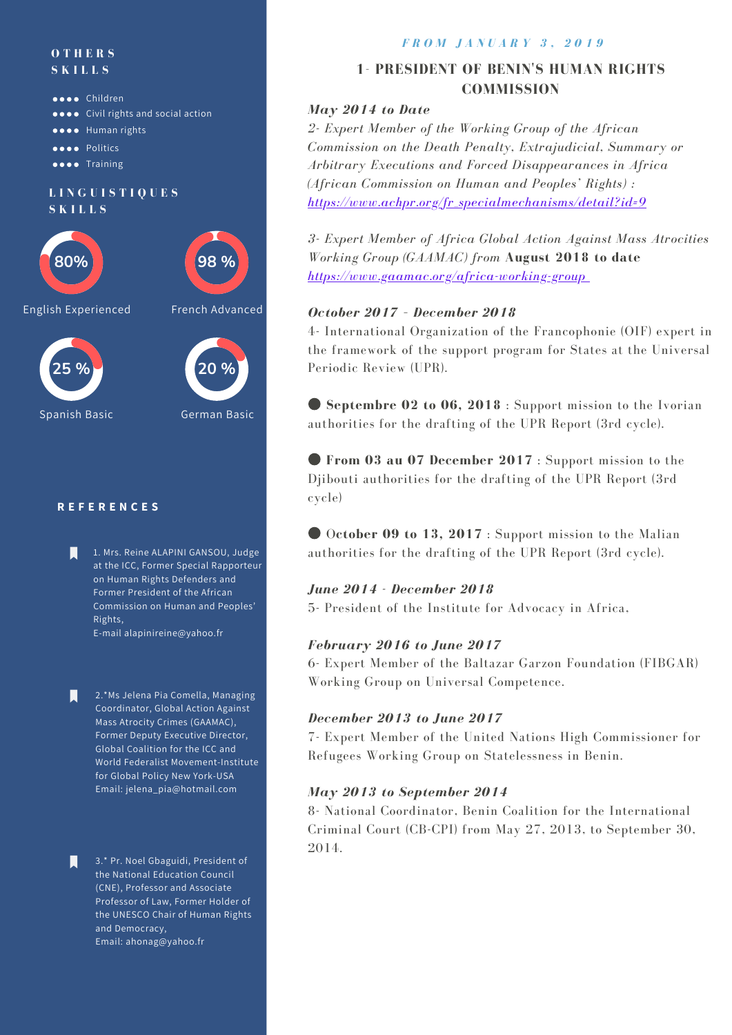## OTHERS SKILLS

- Children
- Civil rights and social action
- Human rights
- Politics
- Training

## LINGUISTIQUES SKILLS

80% English Experienced

98 % French Advanced

25 % Spanish Basic

20 % German Basic

## REFERENCES

1. Mrs. Reine ALAPINI GANSOU, Judge at the ICC, Former Special Rapporteur on Human Rights Defenders and Former President of the African Commission on Human and Peoples' Rights,
E-mail alapinireine@yahoo.fr

2.*Ms Jelena Pia Comella, Managing Coordinator, Global Action Against Mass Atrocity Crimes (GAAMAC), Former Deputy Executive Director, Global Coalition for the ICC and World Federalist Movement-Institute for Global Policy New York-USA
Email: jelena_pia@hotmail.com

3.* Pr. Noel Gbaguidi, President of the National Education Council (CNE), Professor and Associate Professor of Law, Former Holder of the UNESCO Chair of Human Rights and Democracy,
Email: ahonag@yahoo.fr

*FROM JANUARY 3, 2019*

### 1- PRESIDENT OF BENIN'S HUMAN RIGHTS COMMISSION

***May 2014 to Date***

*2- Expert Member of the Working Group of the African Commission on the Death Penalty, Extrajudicial, Summary or Arbitrary Executions and Forced Disappearances in Africa (African Commission on Human and Peoples' Rights) : https://www.achpr.org/fr_specialmechanisms/detail?id=9*

*3- Expert Member of Africa Global Action Against Mass Atrocities Working Group (GAAMAC) from* **August 2018 to date** *https://www.gaamac.org/africa-working-group*

***October 2017 - December 2018***

4- International Organization of the Francophonie (OIF) expert in the framework of the support program for States at the Universal Periodic Review (UPR).

- **Septembre 02 to 06, 2018** : Support mission to the Ivorian authorities for the drafting of the UPR Report (3rd cycle).
- **From 03 au 07 December 2017** : Support mission to the Djibouti authorities for the drafting of the UPR Report (3rd cycle)
- **October 09 to 13, 2017** : Support mission to the Malian authorities for the drafting of the UPR Report (3rd cycle).

***June 2014 - December 2018***

5- President of the Institute for Advocacy in Africa.

***February 2016 to June 2017***

6- Expert Member of the Baltazar Garzon Foundation (FIBGAR) Working Group on Universal Competence.

***December 2013 to June 2017***

7- Expert Member of the United Nations High Commissioner for Refugees Working Group on Statelessness in Benin.

***May 2013 to September 2014***

8- National Coordinator, Benin Coalition for the International Criminal Court (CB-CPI) from May 27, 2013, to September 30, 2014.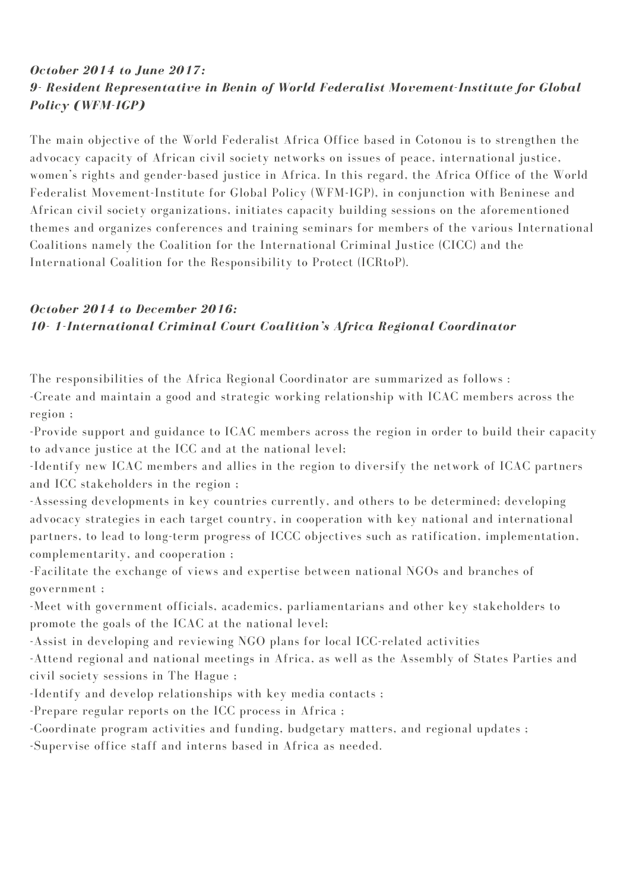***October 2014 to June 2017:***
***9- Resident Representative in Benin of World Federalist Movement-Institute for Global Policy (WFM-IGP)***

The main objective of the World Federalist Africa Office based in Cotonou is to strengthen the advocacy capacity of African civil society networks on issues of peace, international justice, women's rights and gender-based justice in Africa. In this regard, the Africa Office of the World Federalist Movement-Institute for Global Policy (WFM-IGP), in conjunction with Beninese and African civil society organizations, initiates capacity building sessions on the aforementioned themes and organizes conferences and training seminars for members of the various International Coalitions namely the Coalition for the International Criminal Justice (CICC) and the International Coalition for the Responsibility to Protect (ICRtoP).

***October 2014 to December 2016:***
***10- 1-International Criminal Court Coalition's Africa Regional Coordinator***

The responsibilities of the Africa Regional Coordinator are summarized as follows :
-Create and maintain a good and strategic working relationship with ICAC members across the region ;
-Provide support and guidance to ICAC members across the region in order to build their capacity to advance justice at the ICC and at the national level;
-Identify new ICAC members and allies in the region to diversify the network of ICAC partners and ICC stakeholders in the region ;
-Assessing developments in key countries currently, and others to be determined; developing advocacy strategies in each target country, in cooperation with key national and international partners, to lead to long-term progress of ICCC objectives such as ratification, implementation, complementarity, and cooperation ;
-Facilitate the exchange of views and expertise between national NGOs and branches of government ;
-Meet with government officials, academics, parliamentarians and other key stakeholders to promote the goals of the ICAC at the national level;
-Assist in developing and reviewing NGO plans for local ICC-related activities
-Attend regional and national meetings in Africa, as well as the Assembly of States Parties and civil society sessions in The Hague ;
-Identify and develop relationships with key media contacts ;
-Prepare regular reports on the ICC process in Africa ;
-Coordinate program activities and funding, budgetary matters, and regional updates ;
-Supervise office staff and interns based in Africa as needed.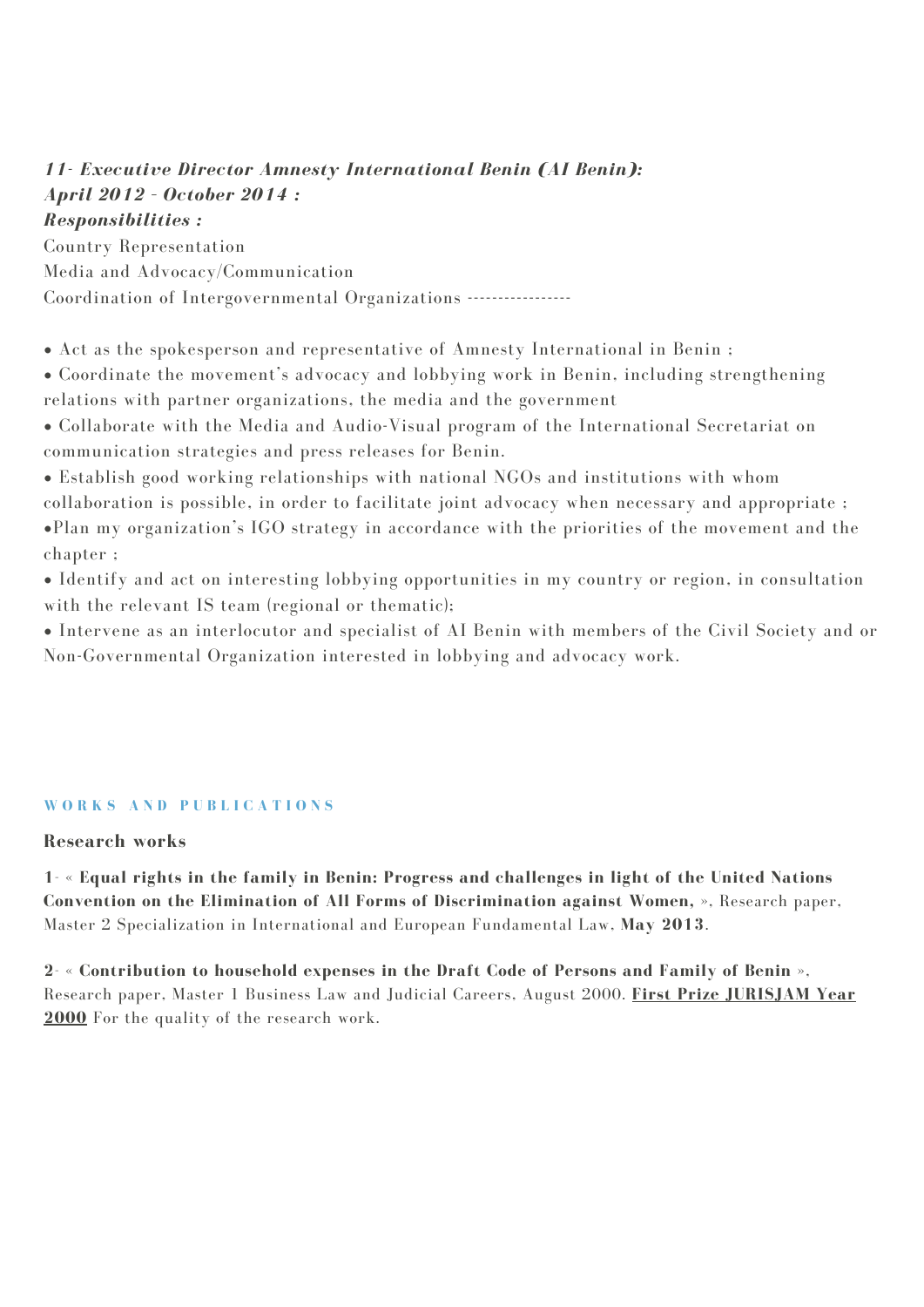***11- Executive Director Amnesty International Benin (AI Benin):***
***April 2012 - October 2014 :***
***Responsibilities :***

Country Representation
Media and Advocacy/Communication
Coordination of Intergovernmental Organizations -----------------

- Act as the spokesperson and representative of Amnesty International in Benin ;
- Coordinate the movement's advocacy and lobbying work in Benin, including strengthening relations with partner organizations, the media and the government
- Collaborate with the Media and Audio-Visual program of the International Secretariat on communication strategies and press releases for Benin.
- Establish good working relationships with national NGOs and institutions with whom collaboration is possible, in order to facilitate joint advocacy when necessary and appropriate ;
- Plan my organization's IGO strategy in accordance with the priorities of the movement and the chapter ;
- Identify and act on interesting lobbying opportunities in my country or region, in consultation with the relevant IS team (regional or thematic);
- Intervene as an interlocutor and specialist of AI Benin with members of the Civil Society and or Non-Governmental Organization interested in lobbying and advocacy work.

## WORKS AND PUBLICATIONS

### Research works

1- « **Equal rights in the family in Benin: Progress and challenges in light of the United Nations Convention on the Elimination of All Forms of Discrimination against Women,** », Research paper, Master 2 Specialization in International and European Fundamental Law, **May 2013**.

2- « **Contribution to household expenses in the Draft Code of Persons and Family of Benin** », Research paper, Master 1 Business Law and Judicial Careers, August 2000. **First Prize JURISJAM Year 2000** For the quality of the research work.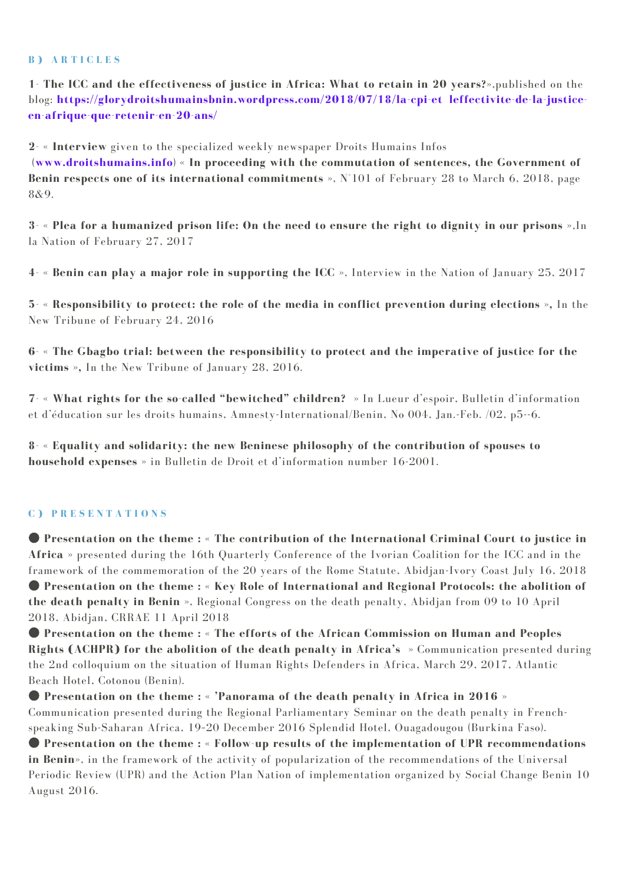### B) ARTICLES

**1- The ICC and the effectiveness of justice in Africa: What to retain in 20 years?**»,published on the blog: **https://glorydroitshumainsbnin.wordpress.com/2018/07/18/la-cpi-et leffectivite-de-la-justice-en-afrique-que-retenir-en-20-ans/**

**2**- « **Interview** given to the specialized weekly newspaper Droits Humains Infos (**www.droitshumains.info**) « **In proceeding with the commutation of sentences, the Government of Benin respects one of its international commitments** », N°101 of February 28 to March 6, 2018, page 8&9.

**3**- « **Plea for a humanized prison life: On the need to ensure the right to dignity in our prisons** »,In la Nation of February 27, 2017

**4**- « **Benin can play a major role in supporting the ICC** », Interview in the Nation of January 25, 2017

**5**- « **Responsibility to protect: the role of the media in conflict prevention during elections** », In the New Tribune of February 24, 2016

**6**- « **The Gbagbo trial: between the responsibility to protect and the imperative of justice for the victims** », In the New Tribune of January 28, 2016.

**7**- « **What rights for the so-called "bewitched" children?** » In Lueur d'espoir, Bulletin d'information et d'éducation sur les droits humains, Amnesty-International/Benin, No 004, Jan.-Feb. /02, p5--6.

**8**- « **Equality and solidarity: the new Beninese philosophy of the contribution of spouses to household expenses** » in Bulletin de Droit et d'information number 16-2001.

### C) PRESENTATIONS

- **Presentation on the theme :** « **The contribution of the International Criminal Court to justice in Africa** » presented during the 16th Quarterly Conference of the Ivorian Coalition for the ICC and in the framework of the commemoration of the 20 years of the Rome Statute, Abidjan-Ivory Coast July 16, 2018
- **Presentation on the theme :** « **Key Role of International and Regional Protocols: the abolition of the death penalty in Benin** », Regional Congress on the death penalty, Abidjan from 09 to 10 April 2018, Abidjan, CRRAE 11 April 2018
- **Presentation on the theme :** « **The efforts of the African Commission on Human and Peoples Rights (ACHPR) for the abolition of the death penalty in Africa's** » Communication presented during the 2nd colloquium on the situation of Human Rights Defenders in Africa, March 29, 2017, Atlantic Beach Hotel, Cotonou (Benin).
- **Presentation on the theme :** « **'Panorama of the death penalty in Africa in 2016** » Communication presented during the Regional Parliamentary Seminar on the death penalty in French-speaking Sub-Saharan Africa, 19-20 December 2016 Splendid Hotel, Ouagadougou (Burkina Faso).
- **Presentation on the theme :** « **Follow-up results of the implementation of UPR recommendations in Benin**», in the framework of the activity of popularization of the recommendations of the Universal Periodic Review (UPR) and the Action Plan Nation of implementation organized by Social Change Benin 10 August 2016.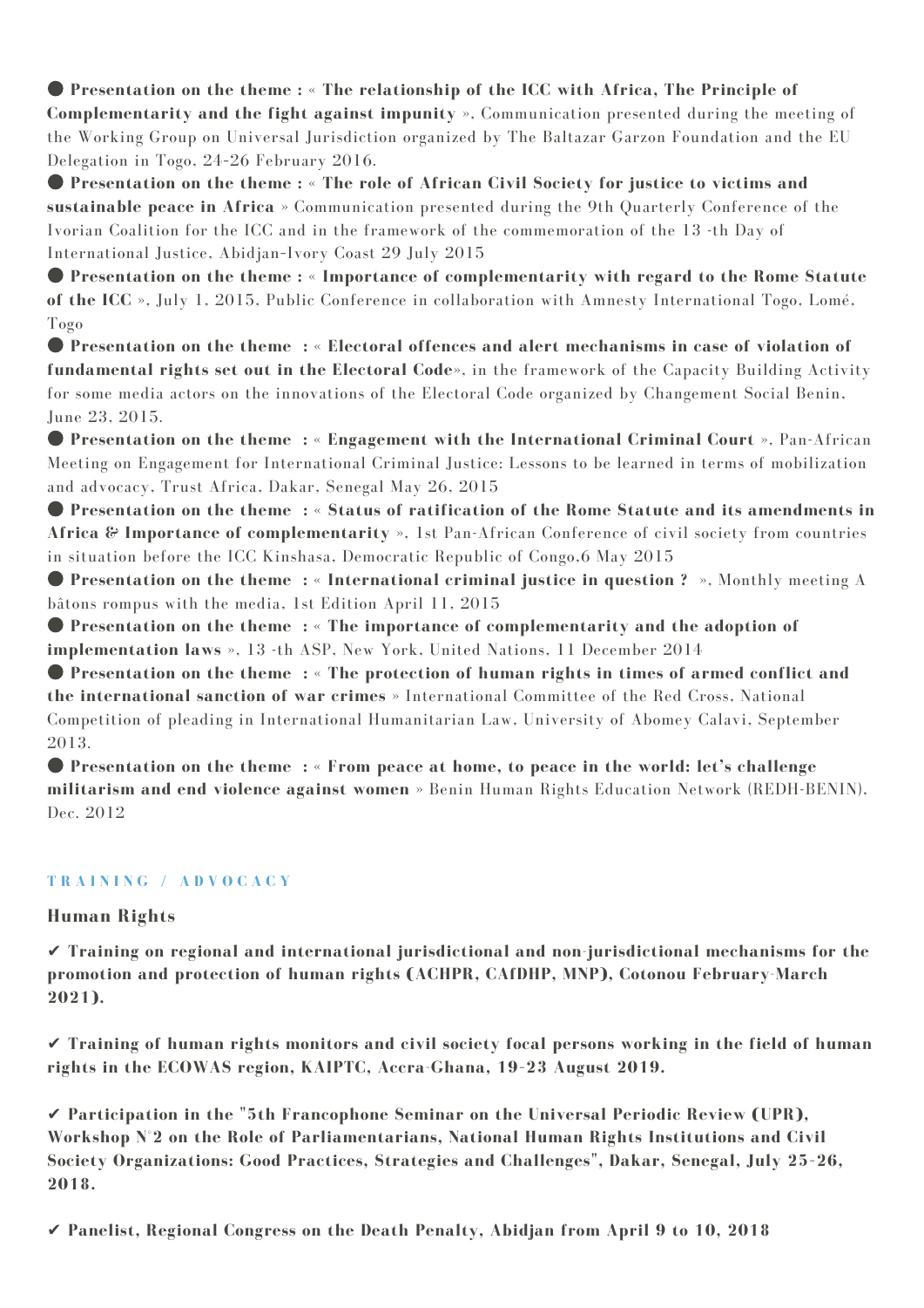● **Presentation on the theme : « The relationship of the ICC with Africa, The Principle of Complementarity and the fight against impunity »**, Communication presented during the meeting of the Working Group on Universal Jurisdiction organized by The Baltazar Garzon Foundation and the EU Delegation in Togo, 24-26 February 2016.

● **Presentation on the theme : « The role of African Civil Society for justice to victims and sustainable peace in Africa »** Communication presented during the 9th Quarterly Conference of the Ivorian Coalition for the ICC and in the framework of the commemoration of the 13 -th Day of International Justice, Abidjan-Ivory Coast 29 July 2015

● **Presentation on the theme : « Importance of complementarity with regard to the Rome Statute of the ICC »**, July 1, 2015, Public Conference in collaboration with Amnesty International Togo, Lomé, Togo

● **Presentation on the theme : « Electoral offences and alert mechanisms in case of violation of fundamental rights set out in the Electoral Code»**, in the framework of the Capacity Building Activity for some media actors on the innovations of the Electoral Code organized by Changement Social Benin, June 23, 2015.

● **Presentation on the theme : « Engagement with the International Criminal Court »**, Pan-African Meeting on Engagement for International Criminal Justice: Lessons to be learned in terms of mobilization and advocacy, Trust Africa, Dakar, Senegal May 26, 2015

● **Presentation on the theme : « Status of ratification of the Rome Statute and its amendments in Africa & Importance of complementarity »**, 1st Pan-African Conference of civil society from countries in situation before the ICC Kinshasa, Democratic Republic of Congo,6 May 2015

● **Presentation on the theme : « International criminal justice in question ? »**, Monthly meeting A bâtons rompus with the media, 1st Edition April 11, 2015

● **Presentation on the theme : « The importance of complementarity and the adoption of implementation laws »**, 13 -th ASP, New York, United Nations, 11 December 2014

● **Presentation on the theme : « The protection of human rights in times of armed conflict and the international sanction of war crimes »** International Committee of the Red Cross, National Competition of pleading in International Humanitarian Law, University of Abomey Calavi, September 2013.

● **Presentation on the theme : « From peace at home, to peace in the world: let's challenge militarism and end violence against women »** Benin Human Rights Education Network (REDH-BENIN), Dec. 2012

## TRAINING / ADVOCACY

### Human Rights

✔ **Training on regional and international jurisdictional and non-jurisdictional mechanisms for the promotion and protection of human rights (ACHPR, CAfDHP, MNP), Cotonou February-March 2021).**

✔ **Training of human rights monitors and civil society focal persons working in the field of human rights in the ECOWAS region, KAIPTC, Accra-Ghana, 19-23 August 2019.**

✔ **Participation in the "5th Francophone Seminar on the Universal Periodic Review (UPR), Workshop N°2 on the Role of Parliamentarians, National Human Rights Institutions and Civil Society Organizations: Good Practices, Strategies and Challenges", Dakar, Senegal, July 25-26, 2018.**

✔ **Panelist, Regional Congress on the Death Penalty, Abidjan from April 9 to 10, 2018**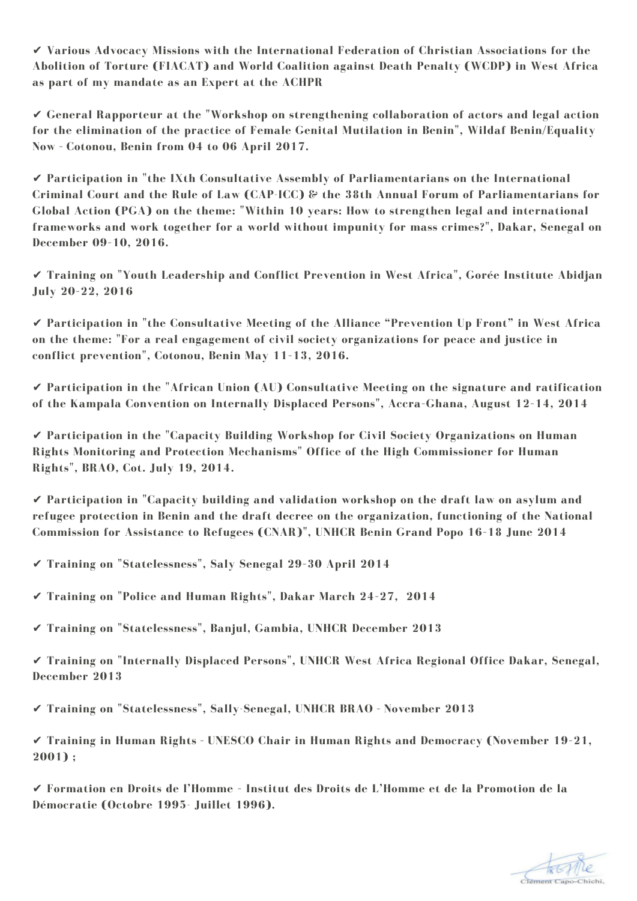**✔ Various Advocacy Missions with the International Federation of Christian Associations for the Abolition of Torture (FIACAT) and World Coalition against Death Penalty (WCDP) in West Africa as part of my mandate as an Expert at the ACHPR**

**✔ General Rapporteur at the "Workshop on strengthening collaboration of actors and legal action for the elimination of the practice of Female Genital Mutilation in Benin", Wildaf Benin/Equality Now - Cotonou, Benin from 04 to 06 April 2017.**

**✔ Participation in "the IXth Consultative Assembly of Parliamentarians on the International Criminal Court and the Rule of Law (CAP-ICC) & the 38th Annual Forum of Parliamentarians for Global Action (PGA) on the theme: "Within 10 years: How to strengthen legal and international frameworks and work together for a world without impunity for mass crimes?", Dakar, Senegal on December 09-10, 2016.**

**✔ Training on "Youth Leadership and Conflict Prevention in West Africa", Gorée Institute Abidjan July 20-22, 2016**

**✔ Participation in "the Consultative Meeting of the Alliance "Prevention Up Front" in West Africa on the theme: "For a real engagement of civil society organizations for peace and justice in conflict prevention", Cotonou, Benin May 11-13, 2016.**

**✔ Participation in the "African Union (AU) Consultative Meeting on the signature and ratification of the Kampala Convention on Internally Displaced Persons", Accra-Ghana, August 12-14, 2014**

**✔ Participation in the "Capacity Building Workshop for Civil Society Organizations on Human Rights Monitoring and Protection Mechanisms" Office of the High Commissioner for Human Rights", BRAO, Cot. July 19, 2014.**

**✔ Participation in "Capacity building and validation workshop on the draft law on asylum and refugee protection in Benin and the draft decree on the organization, functioning of the National Commission for Assistance to Refugees (CNAR)", UNHCR Benin Grand Popo 16-18 June 2014**

**✔ Training on "Statelessness", Saly Senegal 29-30 April 2014**

**✔ Training on "Police and Human Rights", Dakar March 24-27, 2014**

**✔ Training on "Statelessness", Banjul, Gambia, UNHCR December 2013**

**✔ Training on "Internally Displaced Persons", UNHCR West Africa Regional Office Dakar, Senegal, December 2013**

**✔ Training on "Statelessness", Sally-Senegal, UNHCR BRAO - November 2013**

**✔ Training in Human Rights - UNESCO Chair in Human Rights and Democracy (November 19-21, 2001) ;**

**✔ Formation en Droits de l'Homme - Institut des Droits de L'Homme et de la Promotion de la Démocratie (Octobre 1995- Juillet 1996).**

Clément Capo-Chichi.